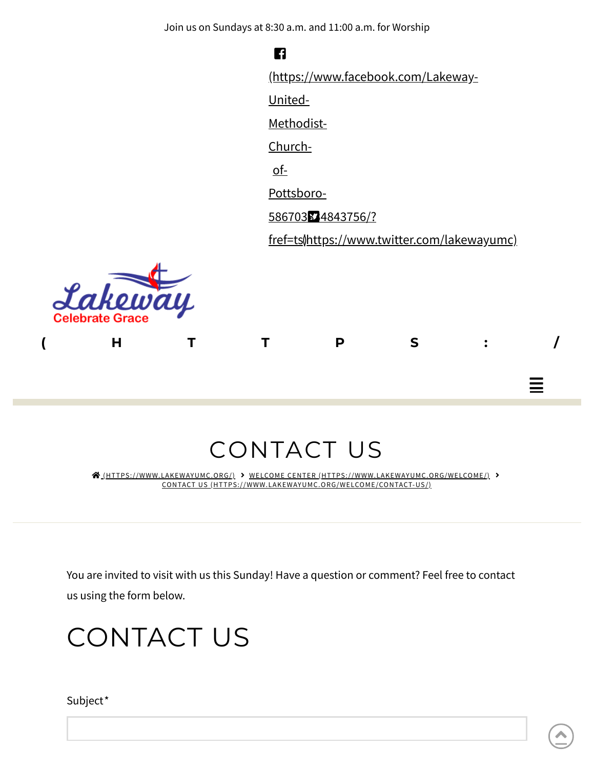Join us on Sundays at 8:30 a.m. and 11:00 a.m. for Worship

(https://www.facebook.com/Lakeway-United-Methodist-Church-of-Pottsboro-586703314843756/?fref=ts) (https://www.twitter.com/lakewayumc)

Lakeway Celebrate Grace

( H T T P S : /

# CONTACT US

(HTTPS://WWW.LAKEWAYUMC.ORG/) › WELCOME CENTER (HTTPS://WWW.LAKEWAYUMC.ORG/WELCOME/) › CONTACT US (HTTPS://WWW.LAKEWAYUMC.ORG/WELCOME/CONTACT-US/)

You are invited to visit with us this Sunday! Have a question or comment? Feel free to contact us using the form below.

## CONTACT US

Subject*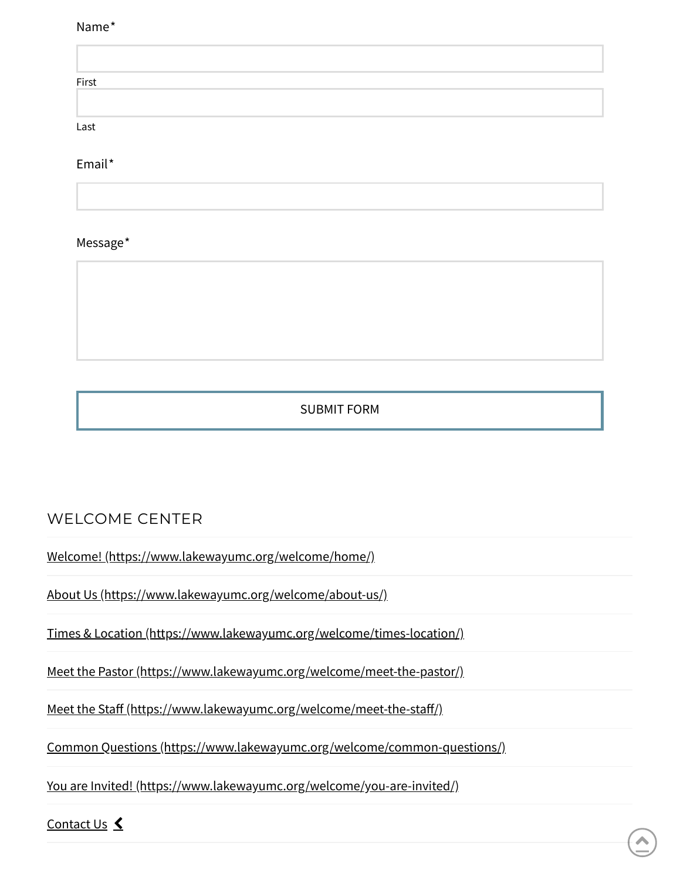Name*

First

Last

Email*

Message*

SUBMIT FORM

## WELCOME CENTER

- Welcome! (https://www.lakewayumc.org/welcome/home/)
- About Us (https://www.lakewayumc.org/welcome/about-us/)
- Times & Location (https://www.lakewayumc.org/welcome/times-location/)
- Meet the Pastor (https://www.lakewayumc.org/welcome/meet-the-pastor/)
- Meet the Staff (https://www.lakewayumc.org/welcome/meet-the-staff/)
- Common Questions (https://www.lakewayumc.org/welcome/common-questions/)
- You are Invited! (https://www.lakewayumc.org/welcome/you-are-invited/)
- Contact Us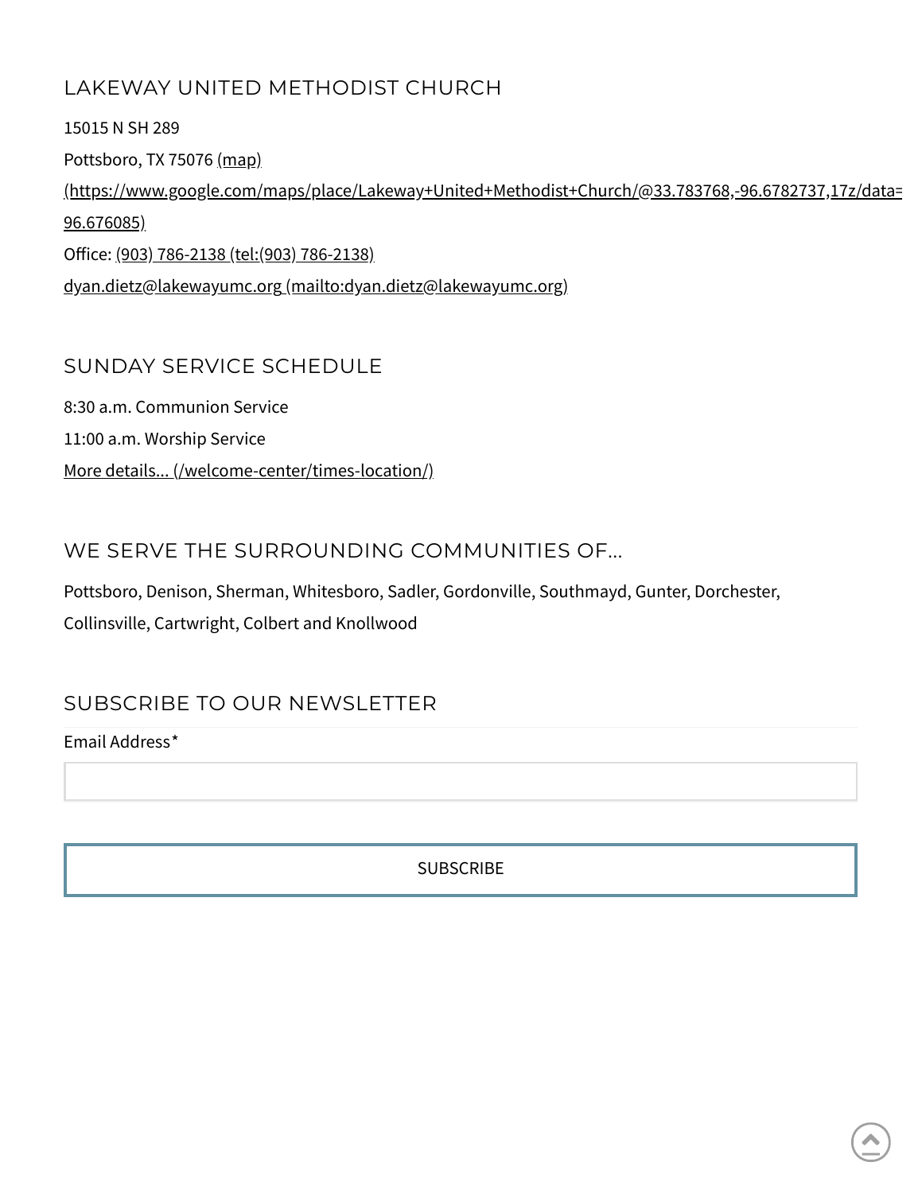## LAKEWAY UNITED METHODIST CHURCH

15015 N SH 289

Pottsboro, TX 75076 (map) (https://www.google.com/maps/place/Lakeway+United+Methodist+Church/@33.783768,-96.6782737,17z/data= 96.676085)

Office: (903) 786-2138 (tel:(903) 786-2138)

dyan.dietz@lakewayumc.org (mailto:dyan.dietz@lakewayumc.org)

## SUNDAY SERVICE SCHEDULE

8:30 a.m. Communion Service

11:00 a.m. Worship Service

More details... (/welcome-center/times-location/)

## WE SERVE THE SURROUNDING COMMUNITIES OF...

Pottsboro, Denison, Sherman, Whitesboro, Sadler, Gordonville, Southmayd, Gunter, Dorchester, Collinsville, Cartwright, Colbert and Knollwood

## SUBSCRIBE TO OUR NEWSLETTER

Email Address*

SUBSCRIBE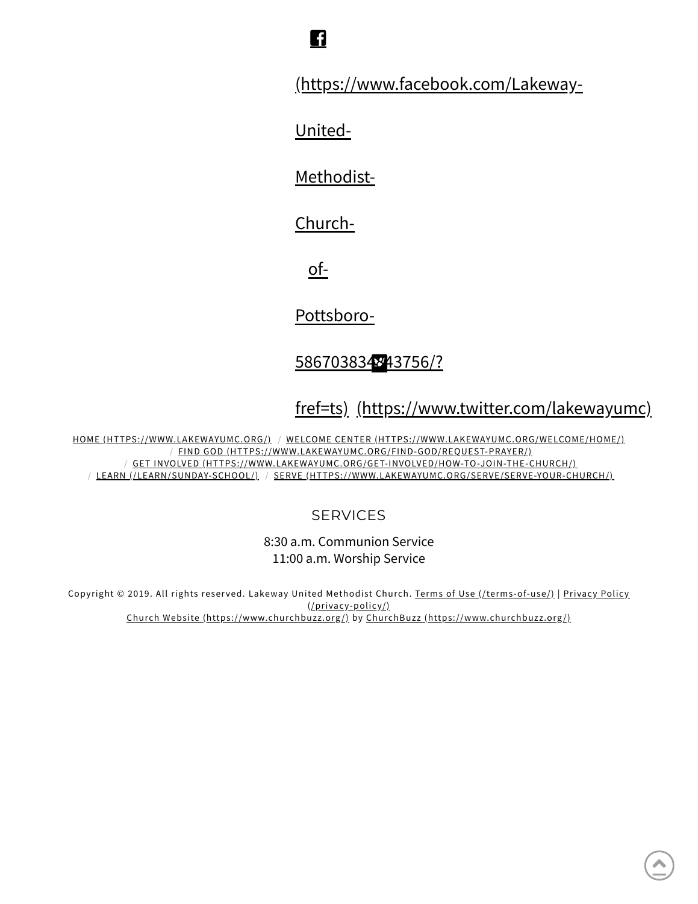(https://www.facebook.com/Lakeway-United-Methodist-Church-of-Pottsboro-586703834843756/?fref=ts) (https://www.twitter.com/lakewayumc)

HOME (HTTPS://WWW.LAKEWAYUMC.ORG/) / WELCOME CENTER (HTTPS://WWW.LAKEWAYUMC.ORG/WELCOME/HOME/) / FIND GOD (HTTPS://WWW.LAKEWAYUMC.ORG/FIND-GOD/REQUEST-PRAYER/) / GET INVOLVED (HTTPS://WWW.LAKEWAYUMC.ORG/GET-INVOLVED/HOW-TO-JOIN-THE-CHURCH/) / LEARN (/LEARN/SUNDAY-SCHOOL/) / SERVE (HTTPS://WWW.LAKEWAYUMC.ORG/SERVE/SERVE-YOUR-CHURCH/)

## SERVICES

8:30 a.m. Communion Service
11:00 a.m. Worship Service

Copyright © 2019. All rights reserved. Lakeway United Methodist Church. Terms of Use (/terms-of-use/) | Privacy Policy (/privacy-policy/)
Church Website (https://www.churchbuzz.org/) by ChurchBuzz (https://www.churchbuzz.org/)